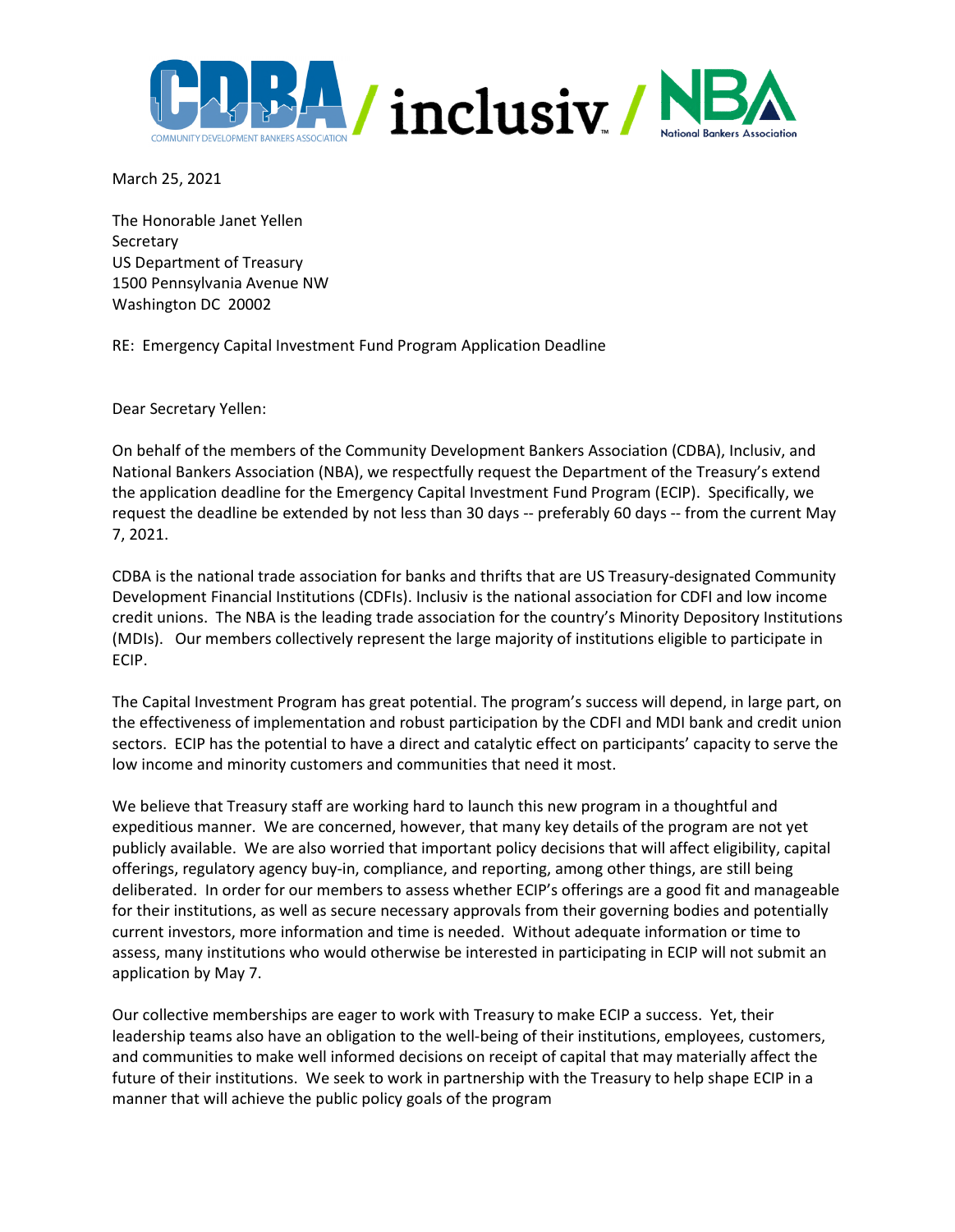CDBA COMMUNITY DEVELOPMENT BANKERS ASSOCIATION / inclusiv / NBA National Bankers Association

March 25, 2021

The Honorable Janet Yellen
Secretary
US Department of Treasury
1500 Pennsylvania Avenue NW
Washington DC 20002

RE: Emergency Capital Investment Fund Program Application Deadline

Dear Secretary Yellen:

On behalf of the members of the Community Development Bankers Association (CDBA), Inclusiv, and National Bankers Association (NBA), we respectfully request the Department of the Treasury's extend the application deadline for the Emergency Capital Investment Fund Program (ECIP). Specifically, we request the deadline be extended by not less than 30 days -- preferably 60 days -- from the current May 7, 2021.

CDBA is the national trade association for banks and thrifts that are US Treasury-designated Community Development Financial Institutions (CDFIs). Inclusiv is the national association for CDFI and low income credit unions. The NBA is the leading trade association for the country's Minority Depository Institutions (MDIs). Our members collectively represent the large majority of institutions eligible to participate in ECIP.

The Capital Investment Program has great potential. The program's success will depend, in large part, on the effectiveness of implementation and robust participation by the CDFI and MDI bank and credit union sectors. ECIP has the potential to have a direct and catalytic effect on participants' capacity to serve the low income and minority customers and communities that need it most.

We believe that Treasury staff are working hard to launch this new program in a thoughtful and expeditious manner. We are concerned, however, that many key details of the program are not yet publicly available. We are also worried that important policy decisions that will affect eligibility, capital offerings, regulatory agency buy-in, compliance, and reporting, among other things, are still being deliberated. In order for our members to assess whether ECIP's offerings are a good fit and manageable for their institutions, as well as secure necessary approvals from their governing bodies and potentially current investors, more information and time is needed. Without adequate information or time to assess, many institutions who would otherwise be interested in participating in ECIP will not submit an application by May 7.

Our collective memberships are eager to work with Treasury to make ECIP a success. Yet, their leadership teams also have an obligation to the well-being of their institutions, employees, customers, and communities to make well informed decisions on receipt of capital that may materially affect the future of their institutions. We seek to work in partnership with the Treasury to help shape ECIP in a manner that will achieve the public policy goals of the program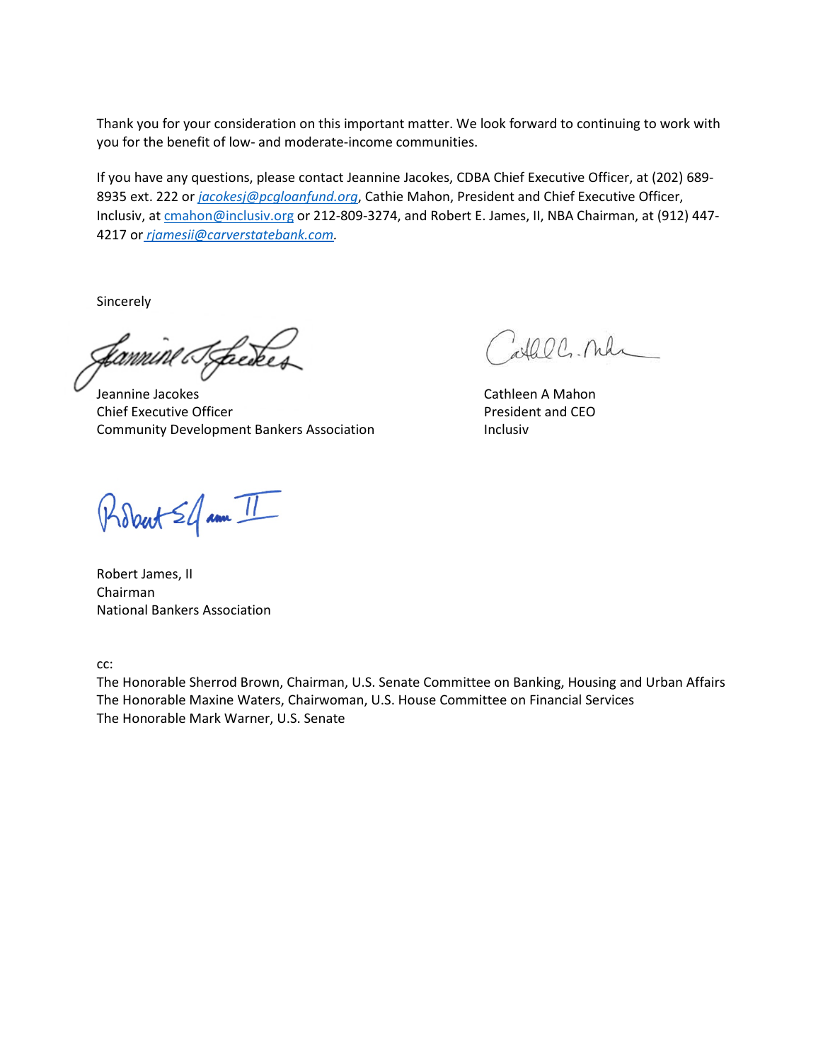Thank you for your consideration on this important matter. We look forward to continuing to work with you for the benefit of low- and moderate-income communities.

If you have any questions, please contact Jeannine Jacokes, CDBA Chief Executive Officer, at (202) 689-8935 ext. 222 or *jacokesj@pcgloanfund.org*, Cathie Mahon, President and Chief Executive Officer, Inclusiv, at cmahon@inclusiv.org or 212-809-3274, and Robert E. James, II, NBA Chairman, at (912) 447-4217 or *rjamesii@carverstatebank.com*.

Sincerely

Jeannine Jacokes
Chief Executive Officer
Community Development Bankers Association

Cathleen A Mahon
President and CEO
Inclusiv

Robert James, II
Chairman
National Bankers Association

cc:
The Honorable Sherrod Brown, Chairman, U.S. Senate Committee on Banking, Housing and Urban Affairs
The Honorable Maxine Waters, Chairwoman, U.S. House Committee on Financial Services
The Honorable Mark Warner, U.S. Senate